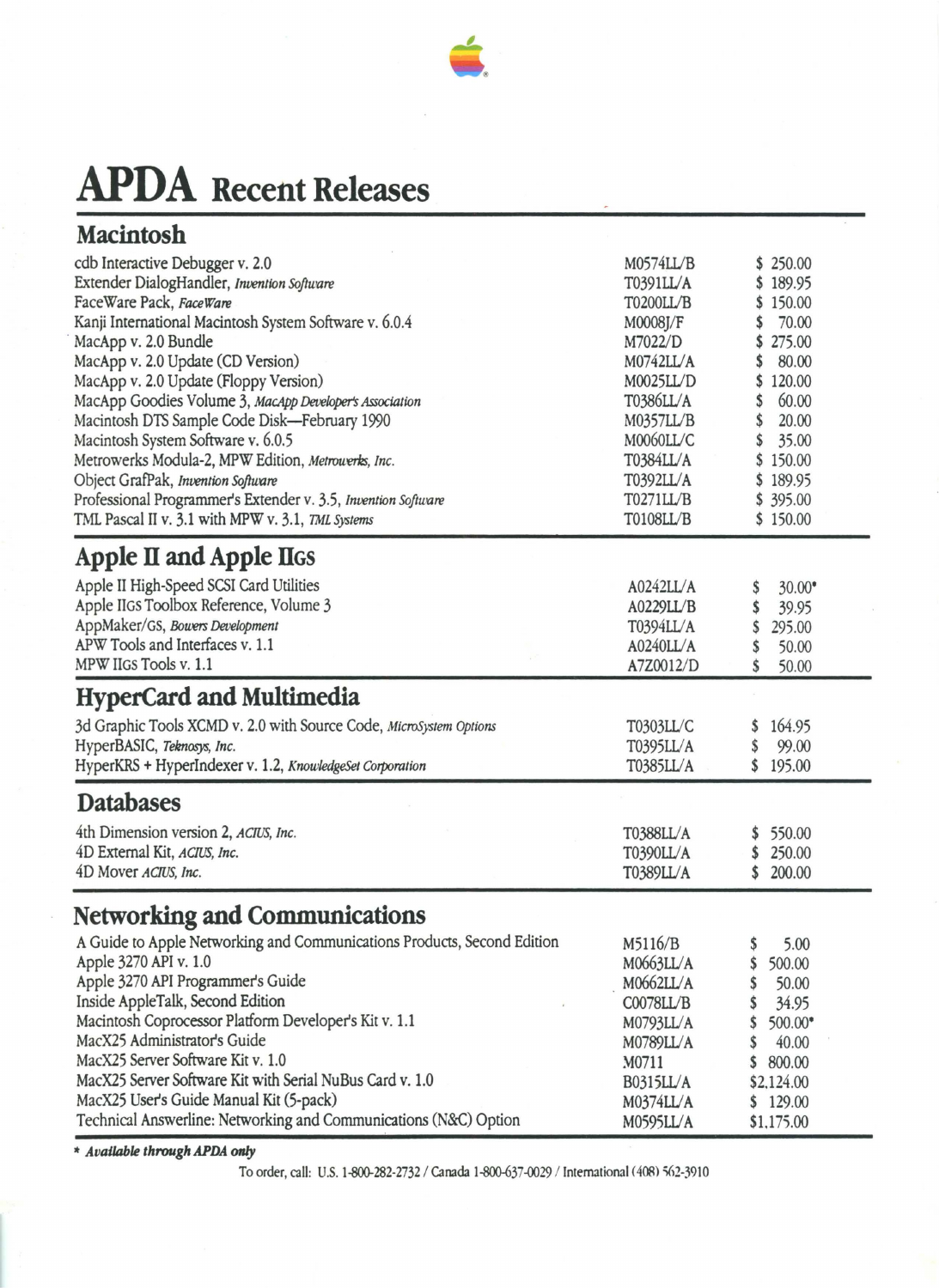# APDA Recent Releases

## Macintosh

| Product | Order No. | Price |
|---|---|---|
| cdb Interactive Debugger v. 2.0 | M0574LL/B | $ 250.00 |
| Extender DialogHandler, *Invention Software* | T0391LL/A | $ 189.95 |
| FaceWare Pack, *FaceWare* | T0200LL/B | $ 150.00 |
| Kanji International Macintosh System Software v. 6.0.4 | M0008J/F | $ 70.00 |
| MacApp v. 2.0 Bundle | M7022/D | $ 275.00 |
| MacApp v. 2.0 Update (CD Version) | M0742LL/A | $ 80.00 |
| MacApp v. 2.0 Update (Floppy Version) | M0025LL/D | $ 120.00 |
| MacApp Goodies Volume 3, *MacApp Developer's Association* | T0386LL/A | $ 60.00 |
| Macintosh DTS Sample Code Disk—February 1990 | M0357LL/B | $ 20.00 |
| Macintosh System Software v. 6.0.5 | M0060LL/C | $ 35.00 |
| Metrowerks Modula-2, MPW Edition, *Metrowerks, Inc.* | T0384LL/A | $ 150.00 |
| Object GrafPak, *Invention Software* | T0392LL/A | $ 189.95 |
| Professional Programmer's Extender v. 3.5, *Invention Software* | T0271LL/B | $ 395.00 |
| TML Pascal II v. 3.1 with MPW v. 3.1, *TML Systems* | T0108LL/B | $ 150.00 |

## Apple II and Apple IIGS

| Product | Order No. | Price |
|---|---|---|
| Apple II High-Speed SCSI Card Utilities | A0242LL/A | $ 30.00* |
| Apple IIGS Toolbox Reference, Volume 3 | A0229LL/B | $ 39.95 |
| AppMaker/GS, *Bowers Development* | T0394LL/A | $ 295.00 |
| APW Tools and Interfaces v. 1.1 | A0240LL/A | $ 50.00 |
| MPW IIGS Tools v. 1.1 | A7Z0012/D | $ 50.00 |

## HyperCard and Multimedia

| Product | Order No. | Price |
|---|---|---|
| 3d Graphic Tools XCMD v. 2.0 with Source Code, *MicroSystem Options* | T0303LL/C | $ 164.95 |
| HyperBASIC, *Teknosys, Inc.* | T0395LL/A | $ 99.00 |
| HyperKRS + HyperIndexer v. 1.2, *KnowledgeSet Corporation* | T0385LL/A | $ 195.00 |

## Databases

| Product | Order No. | Price |
|---|---|---|
| 4th Dimension version 2, *ACIUS, Inc.* | T0388LL/A | $ 550.00 |
| 4D External Kit, *ACIUS, Inc.* | T0390LL/A | $ 250.00 |
| 4D Mover *ACIUS, Inc.* | T0389LL/A | $ 200.00 |

## Networking and Communications

| Product | Order No. | Price |
|---|---|---|
| A Guide to Apple Networking and Communications Products, Second Edition | M5116/B | $ 5.00 |
| Apple 3270 API v. 1.0 | M0663LL/A | $ 500.00 |
| Apple 3270 API Programmer's Guide | M0662LL/A | $ 50.00 |
| Inside AppleTalk, Second Edition | C0078LL/B | $ 34.95 |
| Macintosh Coprocessor Platform Developer's Kit v. 1.1 | M0793LL/A | $ 500.00* |
| MacX25 Administrator's Guide | M0789LL/A | $ 40.00 |
| MacX25 Server Software Kit v. 1.0 | M0711 | $ 800.00 |
| MacX25 Server Software Kit with Serial NuBus Card v. 1.0 | B0315LL/A | $2,124.00 |
| MacX25 User's Guide Manual Kit (5-pack) | M0374LL/A | $ 129.00 |
| Technical Answerline: Networking and Communications (N&C) Option | M0595LL/A | $1,175.00 |

*** Available through APDA only**

To order, call: U.S. 1-800-282-2732 / Canada 1-800-637-0029 / International (408) 562-3910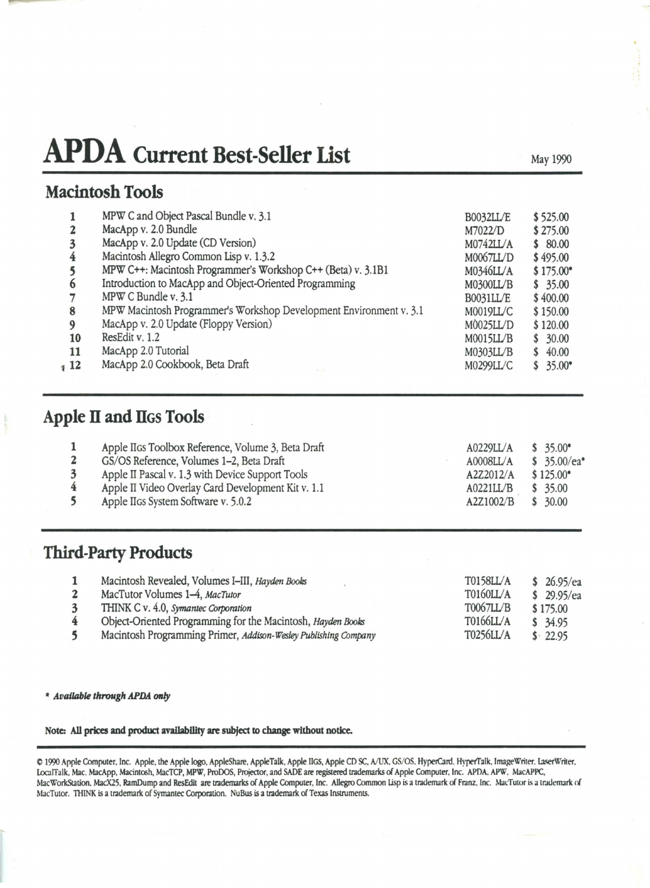# APDA Current Best-Seller List

May 1990

## Macintosh Tools

| | | | |
|---|---|---|---|
| 1 | MPW C and Object Pascal Bundle v. 3.1 | B0032LL/E | $ 525.00 |
| 2 | MacApp v. 2.0 Bundle | M7022/D | $ 275.00 |
| 3 | MacApp v. 2.0 Update (CD Version) | M0742LL/A | $ 80.00 |
| 4 | Macintosh Allegro Common Lisp v. 1.3.2 | M0067LL/D | $ 495.00 |
| 5 | MPW C++: Macintosh Programmer's Workshop C++ (Beta) v. 3.1B1 | M0346LL/A | $ 175.00* |
| 6 | Introduction to MacApp and Object-Oriented Programming | M0300LL/B | $ 35.00 |
| 7 | MPW C Bundle v. 3.1 | B0031LL/E | $ 400.00 |
| 8 | MPW Macintosh Programmer's Workshop Development Environment v. 3.1 | M0019LL/C | $ 150.00 |
| 9 | MacApp v. 2.0 Update (Floppy Version) | M0025LL/D | $ 120.00 |
| 10 | ResEdit v. 1.2 | M0015LL/B | $ 30.00 |
| 11 | MacApp 2.0 Tutorial | M0303LL/B | $ 40.00 |
| 12 | MacApp 2.0 Cookbook, Beta Draft | M0299LL/C | $ 35.00* |

## Apple II and IIGS Tools

| | | | |
|---|---|---|---|
| 1 | Apple IIGS Toolbox Reference, Volume 3, Beta Draft | A0229LL/A | $ 35.00* |
| 2 | GS/OS Reference, Volumes 1–2, Beta Draft | A0008LL/A | $ 35.00/ea* |
| 3 | Apple II Pascal v. 1.3 with Device Support Tools | A2Z2012/A | $ 125.00* |
| 4 | Apple II Video Overlay Card Development Kit v. 1.1 | A0221LL/B | $ 35.00 |
| 5 | Apple IIGS System Software v. 5.0.2 | A2Z1002/B | $ 30.00 |

## Third-Party Products

| | | | |
|---|---|---|---|
| 1 | Macintosh Revealed, Volumes I–III, *Hayden Books* | T0158LL/A | $ 26.95/ea |
| 2 | MacTutor Volumes 1–4, *MacTutor* | T0160LL/A | $ 29.95/ea |
| 3 | THINK C v. 4.0, *Symantec Corporation* | T0067LL/B | $ 175.00 |
| 4 | Object-Oriented Programming for the Macintosh, *Hayden Books* | T0166LL/A | $ 34.95 |
| 5 | Macintosh Programming Primer, *Addison-Wesley Publishing Company* | T0256LL/A | $ 22.95 |

***\* Available through APDA only***

**Note: All prices and product availability are subject to change without notice.**

© 1990 Apple Computer, Inc. Apple, the Apple logo, AppleShare, AppleTalk, Apple IIGS, Apple CD SC, A/UX, GS/OS, HyperCard, HyperTalk, ImageWriter, LaserWriter, LocalTalk, Mac, MacApp, Macintosh, MacTCP, MPW, ProDOS, Projector, and SADE are registered trademarks of Apple Computer, Inc. APDA, APW, MacAPPC, MacWorkStation, MacX25, RamDump and ResEdit are trademarks of Apple Computer, Inc. Allegro Common Lisp is a trademark of Franz, Inc. MacTutor is a trademark of MacTutor. THINK is a trademark of Symantec Corporation. NuBus is a trademark of Texas Instruments.